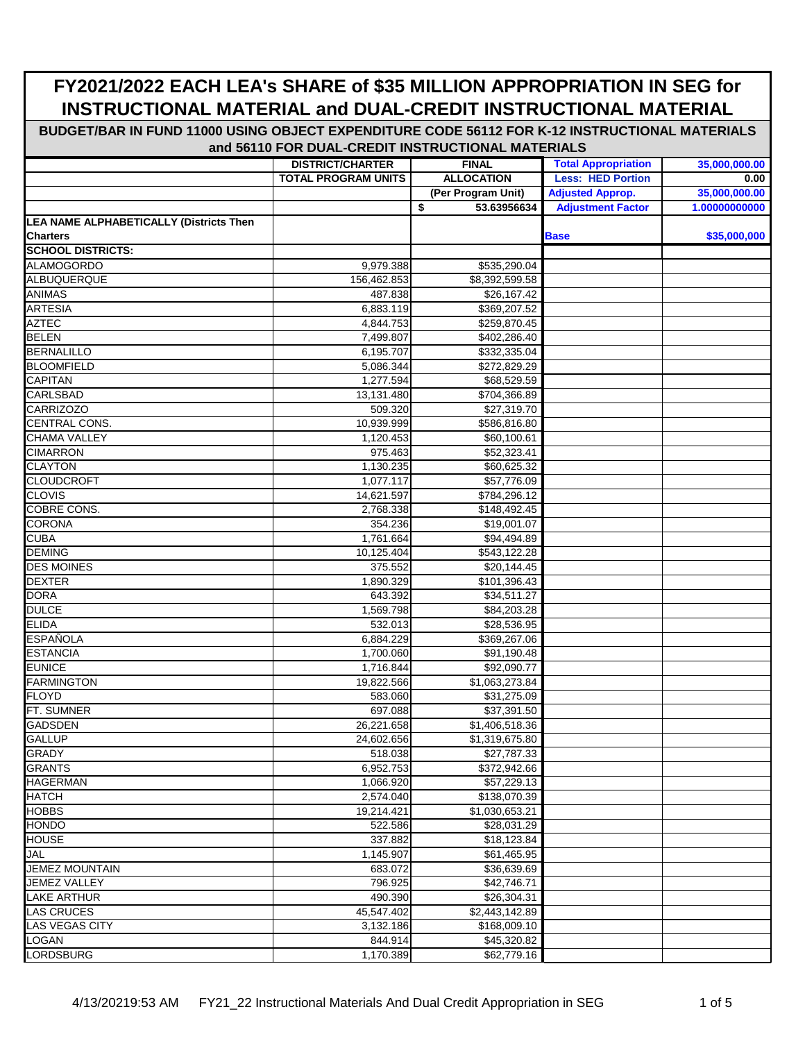# FY2021/2022 EACH LEA's SHARE of $35 MILLION APPROPRIATION IN SEG for INSTRUCTIONAL MATERIAL and DUAL-CREDIT INSTRUCTIONAL MATERIAL

## BUDGET/BAR IN FUND 11000 USING OBJECT EXPENDITURE CODE 56112 FOR K-12 INSTRUCTIONAL MATERIALS and 56110 FOR DUAL-CREDIT INSTRUCTIONAL MATERIALS

| | DISTRICT/CHARTER | FINAL | Total Appropriation | 35,000,000.00 |
|---|---|---|---|---|
| | TOTAL PROGRAM UNITS | ALLOCATION | Less: HED Portion | 0.00 |
| | | (Per Program Unit) | Adjusted Approp. | 35,000,000.00 |
| | | $ 53.63956634 | Adjustment Factor | 1.00000000000 |
| **LEA NAME ALPHABETICALLY (Districts Then Charters** | | | **Base** | **$35,000,000** |
| **SCHOOL DISTRICTS:** | | | | |
| ALAMOGORDO | 9,979.388 | $535,290.04 | | |
| ALBUQUERQUE | 156,462.853 | $8,392,599.58 | | |
| ANIMAS | 487.838 | $26,167.42 | | |
| ARTESIA | 6,883.119 | $369,207.52 | | |
| AZTEC | 4,844.753 | $259,870.45 | | |
| BELEN | 7,499.807 | $402,286.40 | | |
| BERNALILLO | 6,195.707 | $332,335.04 | | |
| BLOOMFIELD | 5,086.344 | $272,829.29 | | |
| CAPITAN | 1,277.594 | $68,529.59 | | |
| CARLSBAD | 13,131.480 | $704,366.89 | | |
| CARRIZOZO | 509.320 | $27,319.70 | | |
| CENTRAL CONS. | 10,939.999 | $586,816.80 | | |
| CHAMA VALLEY | 1,120.453 | $60,100.61 | | |
| CIMARRON | 975.463 | $52,323.41 | | |
| CLAYTON | 1,130.235 | $60,625.32 | | |
| CLOUDCROFT | 1,077.117 | $57,776.09 | | |
| CLOVIS | 14,621.597 | $784,296.12 | | |
| COBRE CONS. | 2,768.338 | $148,492.45 | | |
| CORONA | 354.236 | $19,001.07 | | |
| CUBA | 1,761.664 | $94,494.89 | | |
| DEMING | 10,125.404 | $543,122.28 | | |
| DES MOINES | 375.552 | $20,144.45 | | |
| DEXTER | 1,890.329 | $101,396.43 | | |
| DORA | 643.392 | $34,511.27 | | |
| DULCE | 1,569.798 | $84,203.28 | | |
| ELIDA | 532.013 | $28,536.95 | | |
| ESPAÑOLA | 6,884.229 | $369,267.06 | | |
| ESTANCIA | 1,700.060 | $91,190.48 | | |
| EUNICE | 1,716.844 | $92,090.77 | | |
| FARMINGTON | 19,822.566 | $1,063,273.84 | | |
| FLOYD | 583.060 | $31,275.09 | | |
| FT. SUMNER | 697.088 | $37,391.50 | | |
| GADSDEN | 26,221.658 | $1,406,518.36 | | |
| GALLUP | 24,602.656 | $1,319,675.80 | | |
| GRADY | 518.038 | $27,787.33 | | |
| GRANTS | 6,952.753 | $372,942.66 | | |
| HAGERMAN | 1,066.920 | $57,229.13 | | |
| HATCH | 2,574.040 | $138,070.39 | | |
| HOBBS | 19,214.421 | $1,030,653.21 | | |
| HONDO | 522.586 | $28,031.29 | | |
| HOUSE | 337.882 | $18,123.84 | | |
| JAL | 1,145.907 | $61,465.95 | | |
| JEMEZ MOUNTAIN | 683.072 | $36,639.69 | | |
| JEMEZ VALLEY | 796.925 | $42,746.71 | | |
| LAKE ARTHUR | 490.390 | $26,304.31 | | |
| LAS CRUCES | 45,547.402 | $2,443,142.89 | | |
| LAS VEGAS CITY | 3,132.186 | $168,009.10 | | |
| LOGAN | 844.914 | $45,320.82 | | |
| LORDSBURG | 1,170.389 | $62,779.16 | | |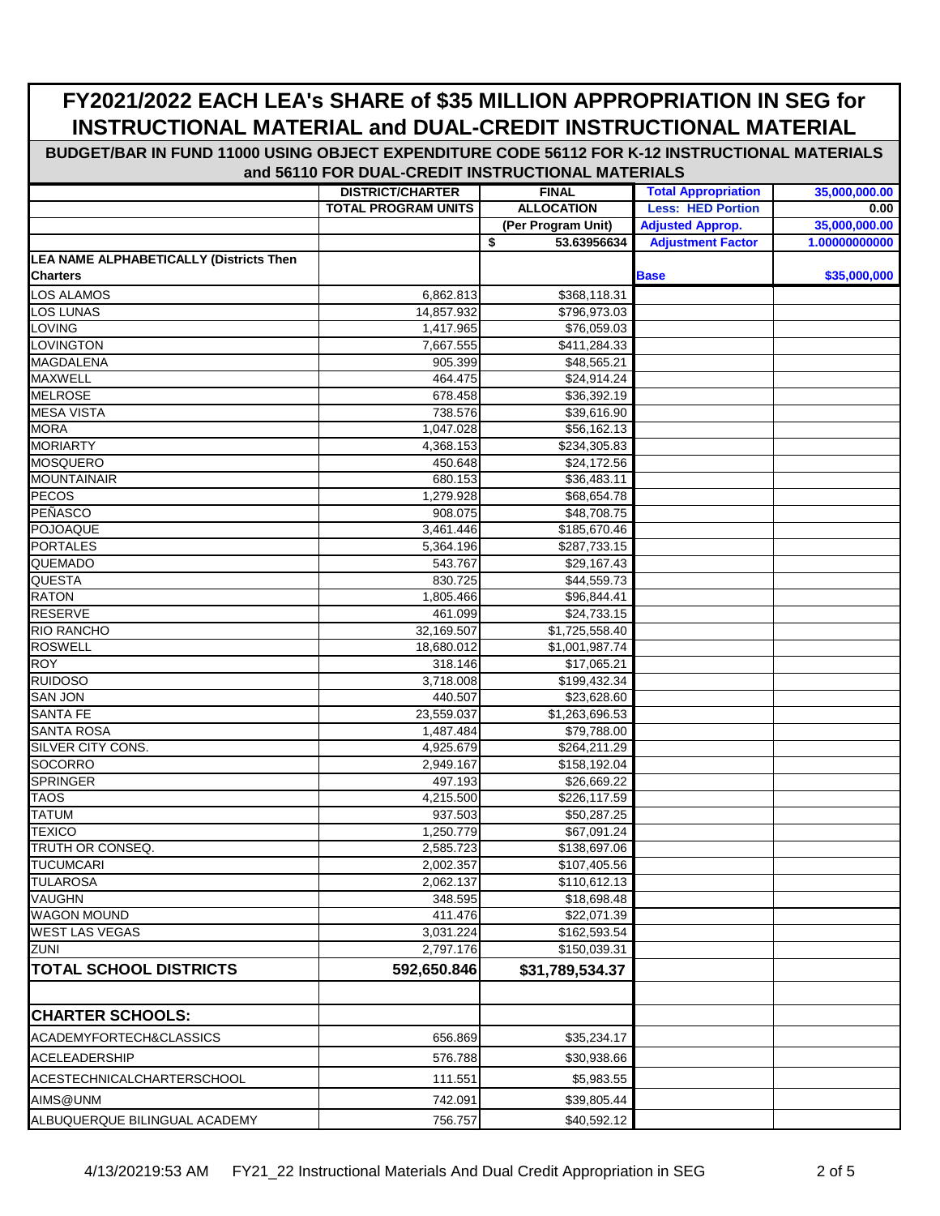# FY2021/2022 EACH LEA's SHARE of $35 MILLION APPROPRIATION IN SEG for INSTRUCTIONAL MATERIAL and DUAL-CREDIT INSTRUCTIONAL MATERIAL

**BUDGET/BAR IN FUND 11000 USING OBJECT EXPENDITURE CODE 56112 FOR K-12 INSTRUCTIONAL MATERIALS and 56110 FOR DUAL-CREDIT INSTRUCTIONAL MATERIALS**

| | DISTRICT/CHARTER | FINAL | Total Appropriation | 35,000,000.00 |
|---|---|---|---|---|
| | TOTAL PROGRAM UNITS | ALLOCATION | Less: HED Portion | 0.00 |
| | | (Per Program Unit) | Adjusted Approp. | 35,000,000.00 |
| | | $ 53.63956634 | Adjustment Factor | 1.00000000000 |
| **LEA NAME ALPHABETICALLY (Districts Then Charters** | | | **Base** | **$35,000,000** |
| LOS ALAMOS | 6,862.813 | $368,118.31 | | |
| LOS LUNAS | 14,857.932 | $796,973.03 | | |
| LOVING | 1,417.965 | $76,059.03 | | |
| LOVINGTON | 7,667.555 | $411,284.33 | | |
| MAGDALENA | 905.399 | $48,565.21 | | |
| MAXWELL | 464.475 | $24,914.24 | | |
| MELROSE | 678.458 | $36,392.19 | | |
| MESA VISTA | 738.576 | $39,616.90 | | |
| MORA | 1,047.028 | $56,162.13 | | |
| MORIARTY | 4,368.153 | $234,305.83 | | |
| MOSQUERO | 450.648 | $24,172.56 | | |
| MOUNTAINAIR | 680.153 | $36,483.11 | | |
| PECOS | 1,279.928 | $68,654.78 | | |
| PEÑASCO | 908.075 | $48,708.75 | | |
| POJOAQUE | 3,461.446 | $185,670.46 | | |
| PORTALES | 5,364.196 | $287,733.15 | | |
| QUEMADO | 543.767 | $29,167.43 | | |
| QUESTA | 830.725 | $44,559.73 | | |
| RATON | 1,805.466 | $96,844.41 | | |
| RESERVE | 461.099 | $24,733.15 | | |
| RIO RANCHO | 32,169.507 | $1,725,558.40 | | |
| ROSWELL | 18,680.012 | $1,001,987.74 | | |
| ROY | 318.146 | $17,065.21 | | |
| RUIDOSO | 3,718.008 | $199,432.34 | | |
| SAN JON | 440.507 | $23,628.60 | | |
| SANTA FE | 23,559.037 | $1,263,696.53 | | |
| SANTA ROSA | 1,487.484 | $79,788.00 | | |
| SILVER CITY CONS. | 4,925.679 | $264,211.29 | | |
| SOCORRO | 2,949.167 | $158,192.04 | | |
| SPRINGER | 497.193 | $26,669.22 | | |
| TAOS | 4,215.500 | $226,117.59 | | |
| TATUM | 937.503 | $50,287.25 | | |
| TEXICO | 1,250.779 | $67,091.24 | | |
| TRUTH OR CONSEQ. | 2,585.723 | $138,697.06 | | |
| TUCUMCARI | 2,002.357 | $107,405.56 | | |
| TULAROSA | 2,062.137 | $110,612.13 | | |
| VAUGHN | 348.595 | $18,698.48 | | |
| WAGON MOUND | 411.476 | $22,071.39 | | |
| WEST LAS VEGAS | 3,031.224 | $162,593.54 | | |
| ZUNI | 2,797.176 | $150,039.31 | | |
| **TOTAL SCHOOL DISTRICTS** | **592,650.846** | **$31,789,534.37** | | |
| | | | | |
| **CHARTER SCHOOLS:** | | | | |
| ACADEMYFORTECH&CLASSICS | 656.869 | $35,234.17 | | |
| ACELEADERSHIP | 576.788 | $30,938.66 | | |
| ACESTECHNICALCHARTERSCHOOL | 111.551 | $5,983.55 | | |
| AIMS@UNM | 742.091 | $39,805.44 | | |
| ALBUQUERQUE BILINGUAL ACADEMY | 756.757 | $40,592.12 | | |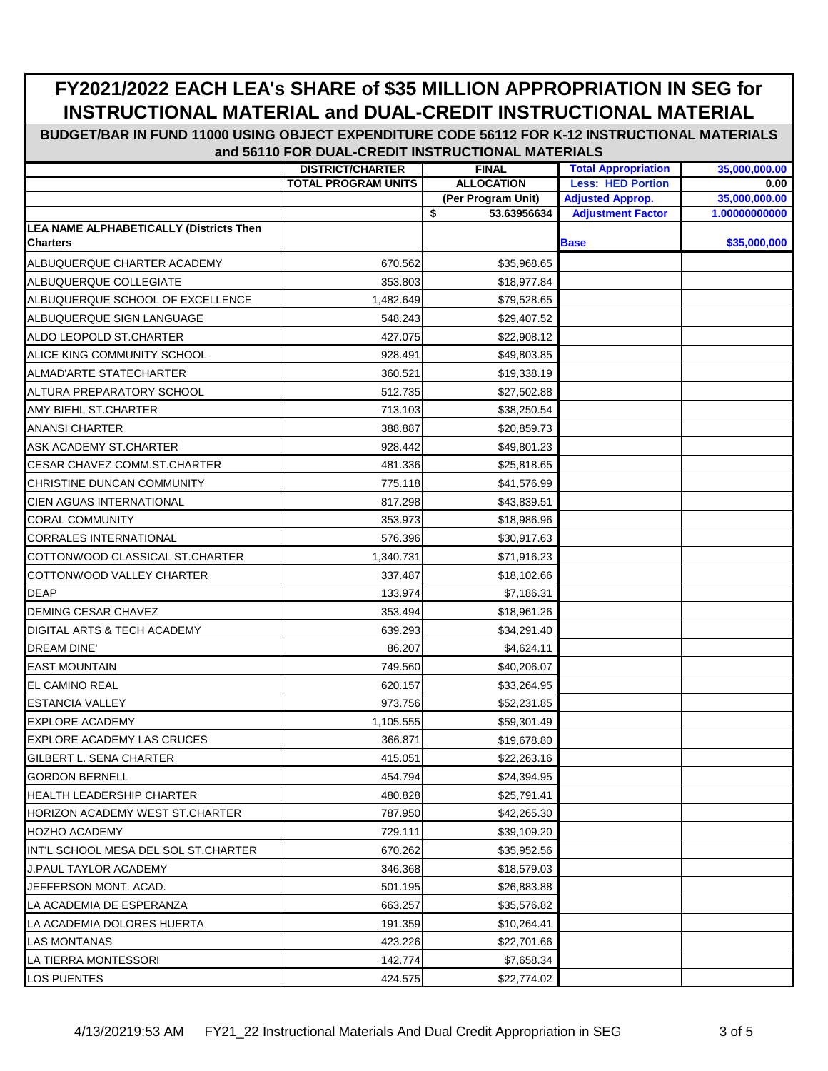# FY2021/2022 EACH LEA's SHARE of $35 MILLION APPROPRIATION IN SEG for INSTRUCTIONAL MATERIAL and DUAL-CREDIT INSTRUCTIONAL MATERIAL

## BUDGET/BAR IN FUND 11000 USING OBJECT EXPENDITURE CODE 56112 FOR K-12 INSTRUCTIONAL MATERIALS and 56110 FOR DUAL-CREDIT INSTRUCTIONAL MATERIALS

| | DISTRICT/CHARTER | FINAL | Total Appropriation | 35,000,000.00 |
|---|---|---|---|---|
| | TOTAL PROGRAM UNITS | ALLOCATION | Less: HED Portion | 0.00 |
| | | (Per Program Unit) | Adjusted Approp. | 35,000,000.00 |
| | | $ 53.63956634 | Adjustment Factor | 1.00000000000 |
| **LEA NAME ALPHABETICALLY (Districts Then Charters** | | | **Base** | **$35,000,000** |
| ALBUQUERQUE CHARTER ACADEMY | 670.562 | $35,968.65 | | |
| ALBUQUERQUE COLLEGIATE | 353.803 | $18,977.84 | | |
| ALBUQUERQUE SCHOOL OF EXCELLENCE | 1,482.649 | $79,528.65 | | |
| ALBUQUERQUE SIGN LANGUAGE | 548.243 | $29,407.52 | | |
| ALDO LEOPOLD ST.CHARTER | 427.075 | $22,908.12 | | |
| ALICE KING COMMUNITY SCHOOL | 928.491 | $49,803.85 | | |
| ALMAD'ARTE STATECHARTER | 360.521 | $19,338.19 | | |
| ALTURA PREPARATORY SCHOOL | 512.735 | $27,502.88 | | |
| AMY BIEHL ST.CHARTER | 713.103 | $38,250.54 | | |
| ANANSI CHARTER | 388.887 | $20,859.73 | | |
| ASK ACADEMY ST.CHARTER | 928.442 | $49,801.23 | | |
| CESAR CHAVEZ COMM.ST.CHARTER | 481.336 | $25,818.65 | | |
| CHRISTINE DUNCAN COMMUNITY | 775.118 | $41,576.99 | | |
| CIEN AGUAS INTERNATIONAL | 817.298 | $43,839.51 | | |
| CORAL COMMUNITY | 353.973 | $18,986.96 | | |
| CORRALES INTERNATIONAL | 576.396 | $30,917.63 | | |
| COTTONWOOD CLASSICAL ST.CHARTER | 1,340.731 | $71,916.23 | | |
| COTTONWOOD VALLEY CHARTER | 337.487 | $18,102.66 | | |
| DEAP | 133.974 | $7,186.31 | | |
| DEMING CESAR CHAVEZ | 353.494 | $18,961.26 | | |
| DIGITAL ARTS & TECH ACADEMY | 639.293 | $34,291.40 | | |
| DREAM DINE' | 86.207 | $4,624.11 | | |
| EAST MOUNTAIN | 749.560 | $40,206.07 | | |
| EL CAMINO REAL | 620.157 | $33,264.95 | | |
| ESTANCIA VALLEY | 973.756 | $52,231.85 | | |
| EXPLORE ACADEMY | 1,105.555 | $59,301.49 | | |
| EXPLORE ACADEMY LAS CRUCES | 366.871 | $19,678.80 | | |
| GILBERT L. SENA CHARTER | 415.051 | $22,263.16 | | |
| GORDON BERNELL | 454.794 | $24,394.95 | | |
| HEALTH LEADERSHIP CHARTER | 480.828 | $25,791.41 | | |
| HORIZON ACADEMY WEST ST.CHARTER | 787.950 | $42,265.30 | | |
| HOZHO ACADEMY | 729.111 | $39,109.20 | | |
| INT'L SCHOOL MESA DEL SOL ST.CHARTER | 670.262 | $35,952.56 | | |
| J.PAUL TAYLOR ACADEMY | 346.368 | $18,579.03 | | |
| JEFFERSON MONT. ACAD. | 501.195 | $26,883.88 | | |
| LA ACADEMIA DE ESPERANZA | 663.257 | $35,576.82 | | |
| LA ACADEMIA DOLORES HUERTA | 191.359 | $10,264.41 | | |
| LAS MONTANAS | 423.226 | $22,701.66 | | |
| LA TIERRA MONTESSORI | 142.774 | $7,658.34 | | |
| LOS PUENTES | 424.575 | $22,774.02 | | |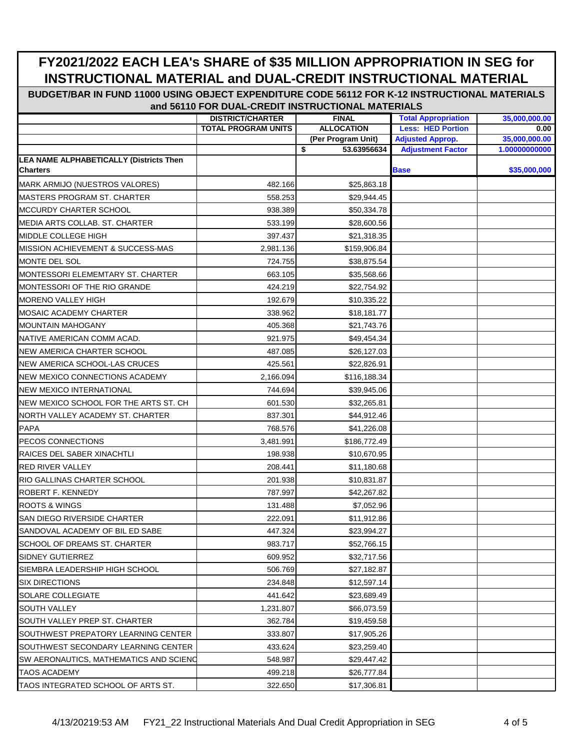# FY2021/2022 EACH LEA's SHARE of $35 MILLION APPROPRIATION IN SEG for INSTRUCTIONAL MATERIAL and DUAL-CREDIT INSTRUCTIONAL MATERIAL

## BUDGET/BAR IN FUND 11000 USING OBJECT EXPENDITURE CODE 56112 FOR K-12 INSTRUCTIONAL MATERIALS and 56110 FOR DUAL-CREDIT INSTRUCTIONAL MATERIALS

| | DISTRICT/CHARTER | FINAL | Total Appropriation | 35,000,000.00 |
|---|---|---|---|---|
| | TOTAL PROGRAM UNITS | ALLOCATION | Less: HED Portion | 0.00 |
| | | (Per Program Unit) | Adjusted Approp. | 35,000,000.00 |
| | | $ 53.63956634 | Adjustment Factor | 1.00000000000 |
| **LEA NAME ALPHABETICALLY (Districts Then Charters** | | | **Base** | **$35,000,000** |
| MARK ARMIJO (NUESTROS VALORES) | 482.166 | $25,863.18 | | |
| MASTERS PROGRAM ST. CHARTER | 558.253 | $29,944.45 | | |
| MCCURDY CHARTER SCHOOL | 938.389 | $50,334.78 | | |
| MEDIA ARTS COLLAB. ST. CHARTER | 533.199 | $28,600.56 | | |
| MIDDLE COLLEGE HIGH | 397.437 | $21,318.35 | | |
| MISSION ACHIEVEMENT & SUCCESS-MAS | 2,981.136 | $159,906.84 | | |
| MONTE DEL SOL | 724.755 | $38,875.54 | | |
| MONTESSORI ELEMEMTARY ST. CHARTER | 663.105 | $35,568.66 | | |
| MONTESSORI OF THE RIO GRANDE | 424.219 | $22,754.92 | | |
| MORENO VALLEY HIGH | 192.679 | $10,335.22 | | |
| MOSAIC ACADEMY CHARTER | 338.962 | $18,181.77 | | |
| MOUNTAIN MAHOGANY | 405.368 | $21,743.76 | | |
| NATIVE AMERICAN COMM ACAD. | 921.975 | $49,454.34 | | |
| NEW AMERICA CHARTER SCHOOL | 487.085 | $26,127.03 | | |
| NEW AMERICA SCHOOL-LAS CRUCES | 425.561 | $22,826.91 | | |
| NEW MEXICO CONNECTIONS ACADEMY | 2,166.094 | $116,188.34 | | |
| NEW MEXICO INTERNATIONAL | 744.694 | $39,945.06 | | |
| NEW MEXICO SCHOOL FOR THE ARTS ST. CH | 601.530 | $32,265.81 | | |
| NORTH VALLEY ACADEMY ST. CHARTER | 837.301 | $44,912.46 | | |
| PAPA | 768.576 | $41,226.08 | | |
| PECOS CONNECTIONS | 3,481.991 | $186,772.49 | | |
| RAICES DEL SABER XINACHTLI | 198.938 | $10,670.95 | | |
| RED RIVER VALLEY | 208.441 | $11,180.68 | | |
| RIO GALLINAS CHARTER SCHOOL | 201.938 | $10,831.87 | | |
| ROBERT F. KENNEDY | 787.997 | $42,267.82 | | |
| ROOTS & WINGS | 131.488 | $7,052.96 | | |
| SAN DIEGO RIVERSIDE CHARTER | 222.091 | $11,912.86 | | |
| SANDOVAL ACADEMY OF BIL ED SABE | 447.324 | $23,994.27 | | |
| SCHOOL OF DREAMS ST. CHARTER | 983.717 | $52,766.15 | | |
| SIDNEY GUTIERREZ | 609.952 | $32,717.56 | | |
| SIEMBRA LEADERSHIP HIGH SCHOOL | 506.769 | $27,182.87 | | |
| SIX DIRECTIONS | 234.848 | $12,597.14 | | |
| SOLARE COLLEGIATE | 441.642 | $23,689.49 | | |
| SOUTH VALLEY | 1,231.807 | $66,073.59 | | |
| SOUTH VALLEY PREP ST. CHARTER | 362.784 | $19,459.58 | | |
| SOUTHWEST PREPATORY LEARNING CENTER | 333.807 | $17,905.26 | | |
| SOUTHWEST SECONDARY LEARNING CENTER | 433.624 | $23,259.40 | | |
| SW AERONAUTICS, MATHEMATICS AND SCIENC | 548.987 | $29,447.42 | | |
| TAOS ACADEMY | 499.218 | $26,777.84 | | |
| TAOS INTEGRATED SCHOOL OF ARTS ST. | 322.650 | $17,306.81 | | |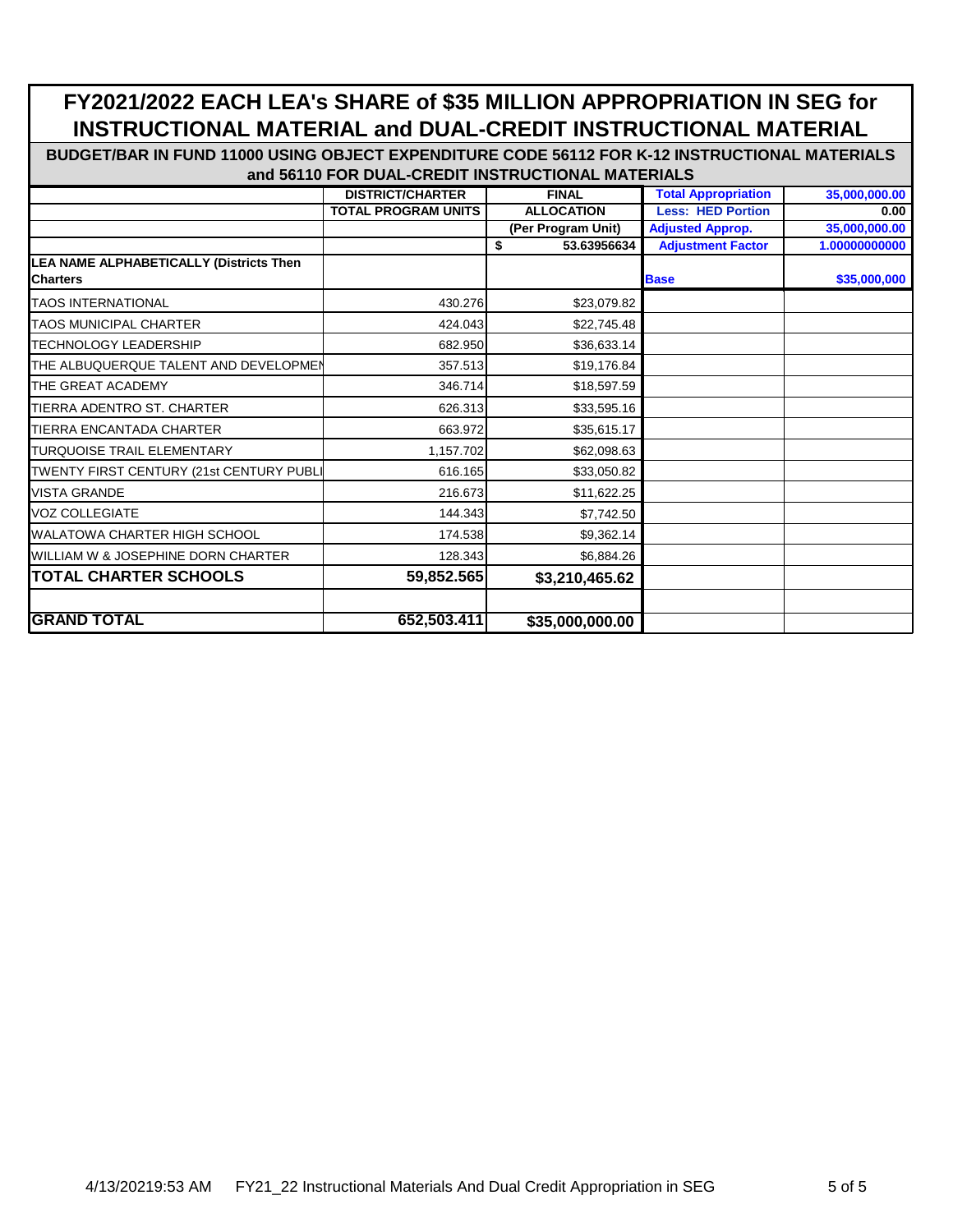# FY2021/2022 EACH LEA's SHARE of $35 MILLION APPROPRIATION IN SEG for INSTRUCTIONAL MATERIAL and DUAL-CREDIT INSTRUCTIONAL MATERIAL

## BUDGET/BAR IN FUND 11000 USING OBJECT EXPENDITURE CODE 56112 FOR K-12 INSTRUCTIONAL MATERIALS and 56110 FOR DUAL-CREDIT INSTRUCTIONAL MATERIALS

| | DISTRICT/CHARTER | FINAL | Total Appropriation | 35,000,000.00 |
|---|---|---|---|---|
| | TOTAL PROGRAM UNITS | ALLOCATION | Less: HED Portion | 0.00 |
| | | (Per Program Unit) | Adjusted Approp. | 35,000,000.00 |
| | | $ 53.63956634 | Adjustment Factor | 1.00000000000 |
| **LEA NAME ALPHABETICALLY (Districts Then Charters** | | | **Base** | **$35,000,000** |
| TAOS INTERNATIONAL | 430.276 | $23,079.82 | | |
| TAOS MUNICIPAL CHARTER | 424.043 | $22,745.48 | | |
| TECHNOLOGY LEADERSHIP | 682.950 | $36,633.14 | | |
| THE ALBUQUERQUE TALENT AND DEVELOPMEN | 357.513 | $19,176.84 | | |
| THE GREAT ACADEMY | 346.714 | $18,597.59 | | |
| TIERRA ADENTRO ST. CHARTER | 626.313 | $33,595.16 | | |
| TIERRA ENCANTADA CHARTER | 663.972 | $35,615.17 | | |
| TURQUOISE TRAIL ELEMENTARY | 1,157.702 | $62,098.63 | | |
| TWENTY FIRST CENTURY (21st CENTURY PUBLI | 616.165 | $33,050.82 | | |
| VISTA GRANDE | 216.673 | $11,622.25 | | |
| VOZ COLLEGIATE | 144.343 | $7,742.50 | | |
| WALATOWA CHARTER HIGH SCHOOL | 174.538 | $9,362.14 | | |
| WILLIAM W & JOSEPHINE DORN CHARTER | 128.343 | $6,884.26 | | |
| **TOTAL CHARTER SCHOOLS** | **59,852.565** | **$3,210,465.62** | | |
| | | | | |
| **GRAND TOTAL** | **652,503.411** | **$35,000,000.00** | | |